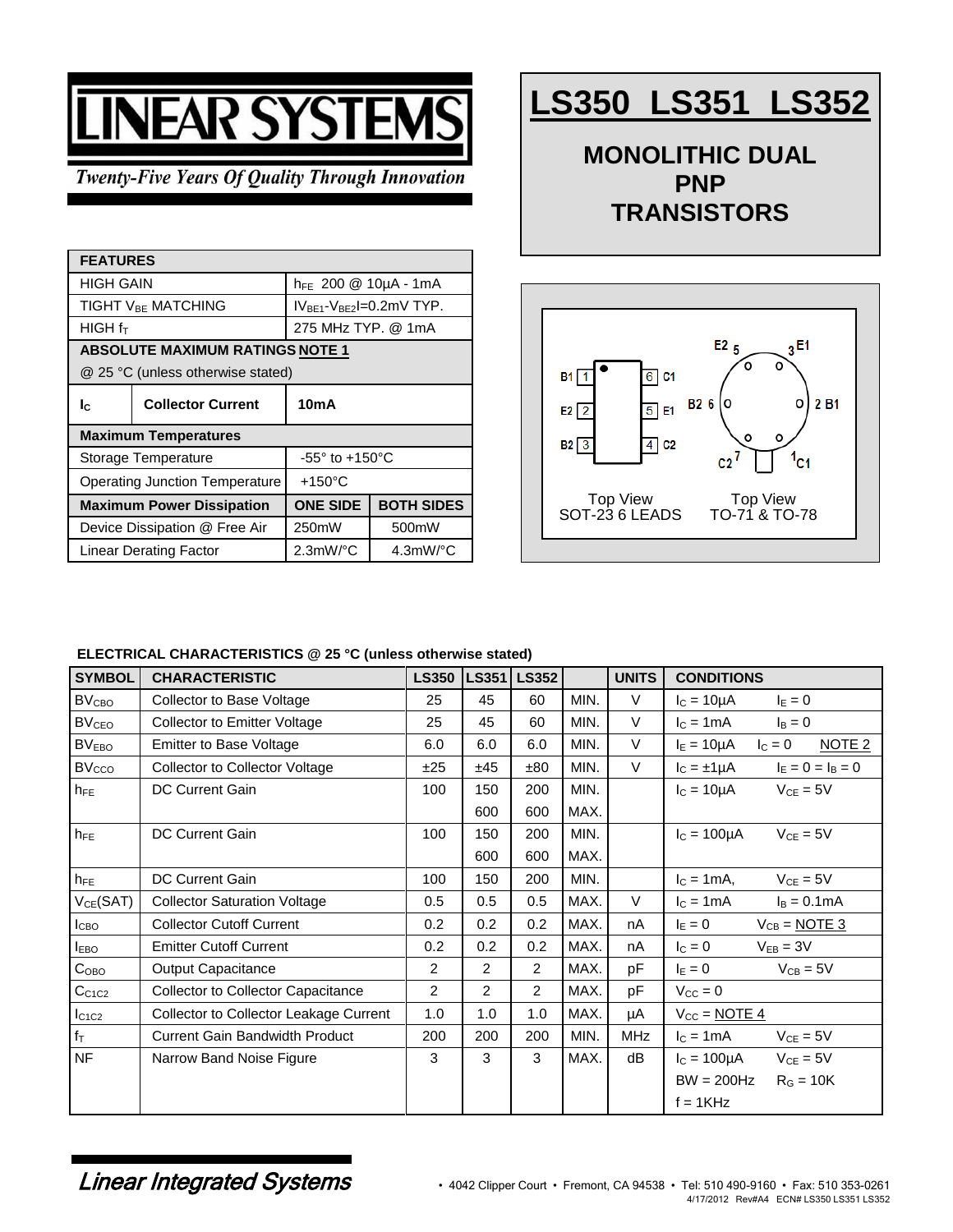# LINEAR SYSTEMS

*Twenty-Five Years Of Quality Through Innovation*

# LS350 LS351 LS352

## MONOLITHIC DUAL PNP TRANSISTORS

| FEATURES | | |
|---|---|---|
| HIGH GAIN | $h_{FE}$ 200 @ 10µA - 1mA | |
| TIGHT $V_{BE}$ MATCHING | $\|V_{BE1}-V_{BE2}\|$=0.2mV TYP. | |
| HIGH $f_T$ | 275 MHz TYP. @ 1mA | |
| **ABSOLUTE MAXIMUM RATINGS NOTE 1** | | |
| @ 25 °C (unless otherwise stated) | | |
| $I_C$ **Collector Current** | **10mA** | |
| **Maximum Temperatures** | | |
| Storage Temperature | -55° to +150°C | |
| Operating Junction Temperature | +150°C | |
| **Maximum Power Dissipation** | **ONE SIDE** | **BOTH SIDES** |
| Device Dissipation @ Free Air | 250mW | 500mW |
| Linear Derating Factor | 2.3mW/°C | 4.3mW/°C |

Top View SOT-23 6 LEADS: B1 1, E2 2, B2 3, C2 4, E1 5, C1 6

Top View TO-71 & TO-78: C1 1, B1 2, E1 3, E2 5, B2 6, C2 7

**ELECTRICAL CHARACTERISTICS @ 25 °C (unless otherwise stated)**

| SYMBOL | CHARACTERISTIC | LS350 | LS351 | LS352 | | UNITS | CONDITIONS |
|---|---|---|---|---|---|---|---|
| $BV_{CBO}$ | Collector to Base Voltage | 25 | 45 | 60 | MIN. | V | $I_C$ = 10µA $I_E$ = 0 |
| $BV_{CEO}$ | Collector to Emitter Voltage | 25 | 45 | 60 | MIN. | V | $I_C$ = 1mA $I_B$ = 0 |
| $BV_{EBO}$ | Emitter to Base Voltage | 6.0 | 6.0 | 6.0 | MIN. | V | $I_E$ = 10µA $I_C$ = 0 NOTE 2 |
| $BV_{CCO}$ | Collector to Collector Voltage | ±25 | ±45 | ±80 | MIN. | V | $I_C$ = ±1µA $I_E$ = 0 = $I_B$ = 0 |
| $h_{FE}$ | DC Current Gain | 100 | 150 | 200 | MIN. | | $I_C$ = 10µA $V_{CE}$ = 5V |
| | | | 600 | 600 | MAX. | | |
| $h_{FE}$ | DC Current Gain | 100 | 150 | 200 | MIN. | | $I_C$ = 100µA $V_{CE}$ = 5V |
| | | | 600 | 600 | MAX. | | |
| $h_{FE}$ | DC Current Gain | 100 | 150 | 200 | MIN. | | $I_C$ = 1mA, $V_{CE}$ = 5V |
| $V_{CE}$(SAT) | Collector Saturation Voltage | 0.5 | 0.5 | 0.5 | MAX. | V | $I_C$ = 1mA $I_B$ = 0.1mA |
| $I_{CBO}$ | Collector Cutoff Current | 0.2 | 0.2 | 0.2 | MAX. | nA | $I_E$ = 0 $V_{CB}$ = NOTE 3 |
| $I_{EBO}$ | Emitter Cutoff Current | 0.2 | 0.2 | 0.2 | MAX. | nA | $I_C$ = 0 $V_{EB}$ = 3V |
| $C_{OBO}$ | Output Capacitance | 2 | 2 | 2 | MAX. | pF | $I_E$ = 0 $V_{CB}$ = 5V |
| $C_{C1C2}$ | Collector to Collector Capacitance | 2 | 2 | 2 | MAX. | pF | $V_{CC}$ = 0 |
| $I_{C1C2}$ | Collector to Collector Leakage Current | 1.0 | 1.0 | 1.0 | MAX. | µA | $V_{CC}$ = NOTE 4 |
| $f_T$ | Current Gain Bandwidth Product | 200 | 200 | 200 | MIN. | MHz | $I_C$ = 1mA $V_{CE}$ = 5V |
| NF | Narrow Band Noise Figure | 3 | 3 | 3 | MAX. | dB | $I_C$ = 100µA $V_{CE}$ = 5V BW = 200Hz $R_G$ = 10K f = 1KHz |

*Linear Integrated Systems* • 4042 Clipper Court • Fremont, CA 94538 • Tel: 510 490-9160 • Fax: 510 353-0261

4/17/2012 Rev#A4 ECN# LS350 LS351 LS352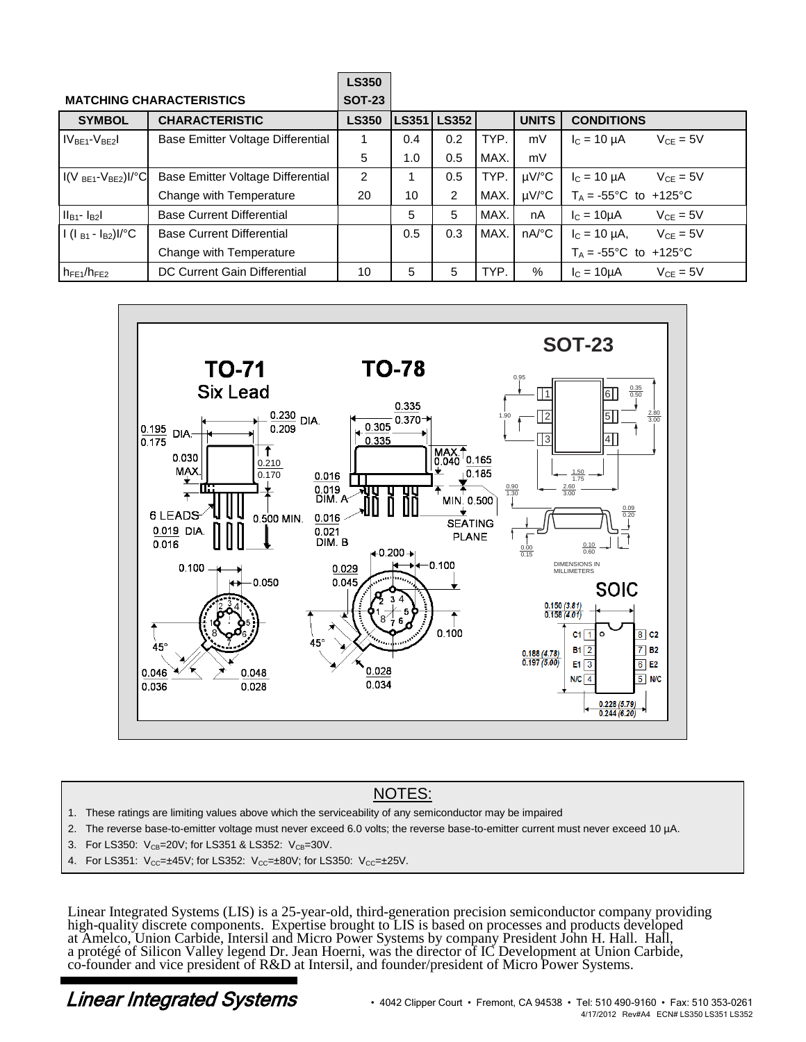## MATCHING CHARACTERISTICS

| SYMBOL | CHARACTERISTIC | LS350 SOT-23 LS350 | LS351 | LS352 | | UNITS | CONDITIONS |
|---|---|---|---|---|---|---|---|
| $\lvert V_{BE1}-V_{BE2}\rvert$ | Base Emitter Voltage Differential | 1 | 0.4 | 0.2 | TYP. | mV | $I_C = 10\ \mu A$ $V_{CE} = 5V$ |
| | | 5 | 1.0 | 0.5 | MAX. | mV | |
| $\lvert(V_{BE1}-V_{BE2})\rvert/°C$ | Base Emitter Voltage Differential | 2 | 1 | 0.5 | TYP. | µV/°C | $I_C = 10\ \mu A$ $V_{CE} = 5V$ |
| | Change with Temperature | 20 | 10 | 2 | MAX. | µV/°C | $T_A$ = -55°C to +125°C |
| $\lvert I_{B1}-I_{B2}\rvert$ | Base Current Differential | | 5 | 5 | MAX. | nA | $I_C = 10\mu A$ $V_{CE} = 5V$ |
| $\lvert(I_{B1}-I_{B2})\rvert/°C$ | Base Current Differential | | 0.5 | 0.3 | MAX. | nA/°C | $I_C = 10\ \mu A$, $V_{CE} = 5V$ |
| | Change with Temperature | | | | | | $T_A$ = -55°C to +125°C |
| $h_{FE1}/h_{FE2}$ | DC Current Gain Differential | 10 | 5 | 5 | TYP. | % | $I_C = 10\mu A$ $V_{CE} = 5V$ |

TO-71 Six Lead

0.230 DIA. 0.209
0.195 DIA. 0.175
0.030 MAX.
0.210 0.170
6 LEADS
0.500 MIN.
0.019 DIA. 0.016
0.100
0.050
45°
0.046 0.036
0.048 0.028

TO-78

0.335 0.370
0.305 0.335
MAX. 0.040
0.165 0.185
0.016 0.019 DIM. A
MIN. 0.500
0.016 0.021 DIM. B
SEATING PLANE
0.200
0.100
0.029 0.045
0.100
45°
0.028 0.034

SOT-23

0.95
1.90
0.35 0.50
2.80 3.00
1.50 1.75
0.90 1.30
2.60 3.00
0.09 0.20
0.00 0.15
0.10 0.60
DIMENSIONS IN MILLIMETERS

SOIC

0.150 (3.81) 0.158 (4.01)
C1 1, B1 2, E1 3, N/C 4
8 C2, 7 B2, 6 E2, 5 N/C
0.188 (4.78) 0.197 (5.00)
0.228 (5.79) 0.244 (6.20)

## NOTES:

1. These ratings are limiting values above which the serviceability of any semiconductor may be impaired
2. The reverse base-to-emitter voltage must never exceed 6.0 volts; the reverse base-to-emitter current must never exceed 10 µA.
3. For LS350: $V_{CB}$=20V; for LS351 & LS352: $V_{CB}$=30V.
4. For LS351: $V_{CC}$=±45V; for LS352: $V_{CC}$=±80V; for LS350: $V_{CC}$=±25V.

Linear Integrated Systems (LIS) is a 25-year-old, third-generation precision semiconductor company providing high-quality discrete components. Expertise brought to LIS is based on processes and products developed at Amelco, Union Carbide, Intersil and Micro Power Systems by company President John H. Hall. Hall, a protégé of Silicon Valley legend Dr. Jean Hoerni, was the director of IC Development at Union Carbide, co-founder and vice president of R&D at Intersil, and founder/president of Micro Power Systems.

*Linear Integrated Systems* • 4042 Clipper Court • Fremont, CA 94538 • Tel: 510 490-9160 • Fax: 510 353-0261

4/17/2012 Rev#A4 ECN# LS350 LS351 LS352